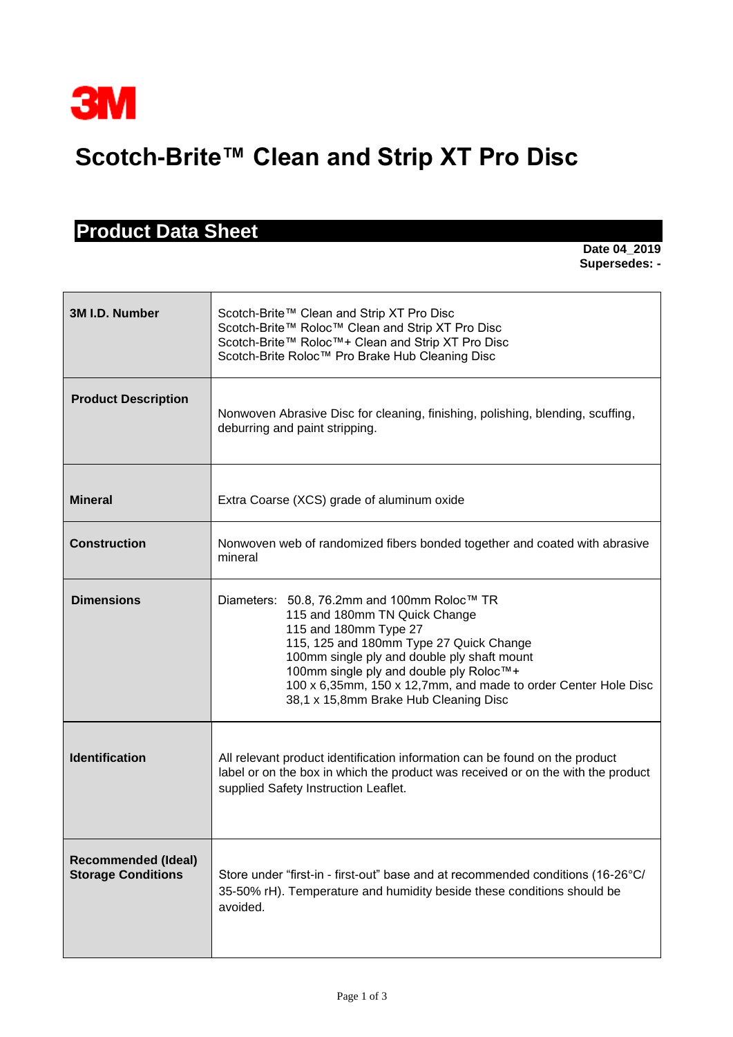3M

# Scotch-Brite™ Clean and Strip XT Pro Disc

## Product Data Sheet

**Date 04_2019**
**Supersedes: -**

| | |
|---|---|
| **3M I.D. Number** | Scotch-Brite™ Clean and Strip XT Pro Disc<br>Scotch-Brite™ Roloc™ Clean and Strip XT Pro Disc<br>Scotch-Brite™ Roloc™+ Clean and Strip XT Pro Disc<br>Scotch-Brite Roloc™ Pro Brake Hub Cleaning Disc |
| **Product Description** | Nonwoven Abrasive Disc for cleaning, finishing, polishing, blending, scuffing, deburring and paint stripping. |
| **Mineral** | Extra Coarse (XCS) grade of aluminum oxide |
| **Construction** | Nonwoven web of randomized fibers bonded together and coated with abrasive mineral |
| **Dimensions** | Diameters: 50.8, 76.2mm and 100mm Roloc™ TR<br>115 and 180mm TN Quick Change<br>115 and 180mm Type 27<br>115, 125 and 180mm Type 27 Quick Change<br>100mm single ply and double ply shaft mount<br>100mm single ply and double ply Roloc™+<br>100 x 6,35mm, 150 x 12,7mm, and made to order Center Hole Disc<br>38,1 x 15,8mm Brake Hub Cleaning Disc |
| **Identification** | All relevant product identification information can be found on the product label or on the box in which the product was received or on the with the product supplied Safety Instruction Leaflet. |
| **Recommended (Ideal) Storage Conditions** | Store under “first-in - first-out” base and at recommended conditions (16-26°C/ 35-50% rH). Temperature and humidity beside these conditions should be avoided. |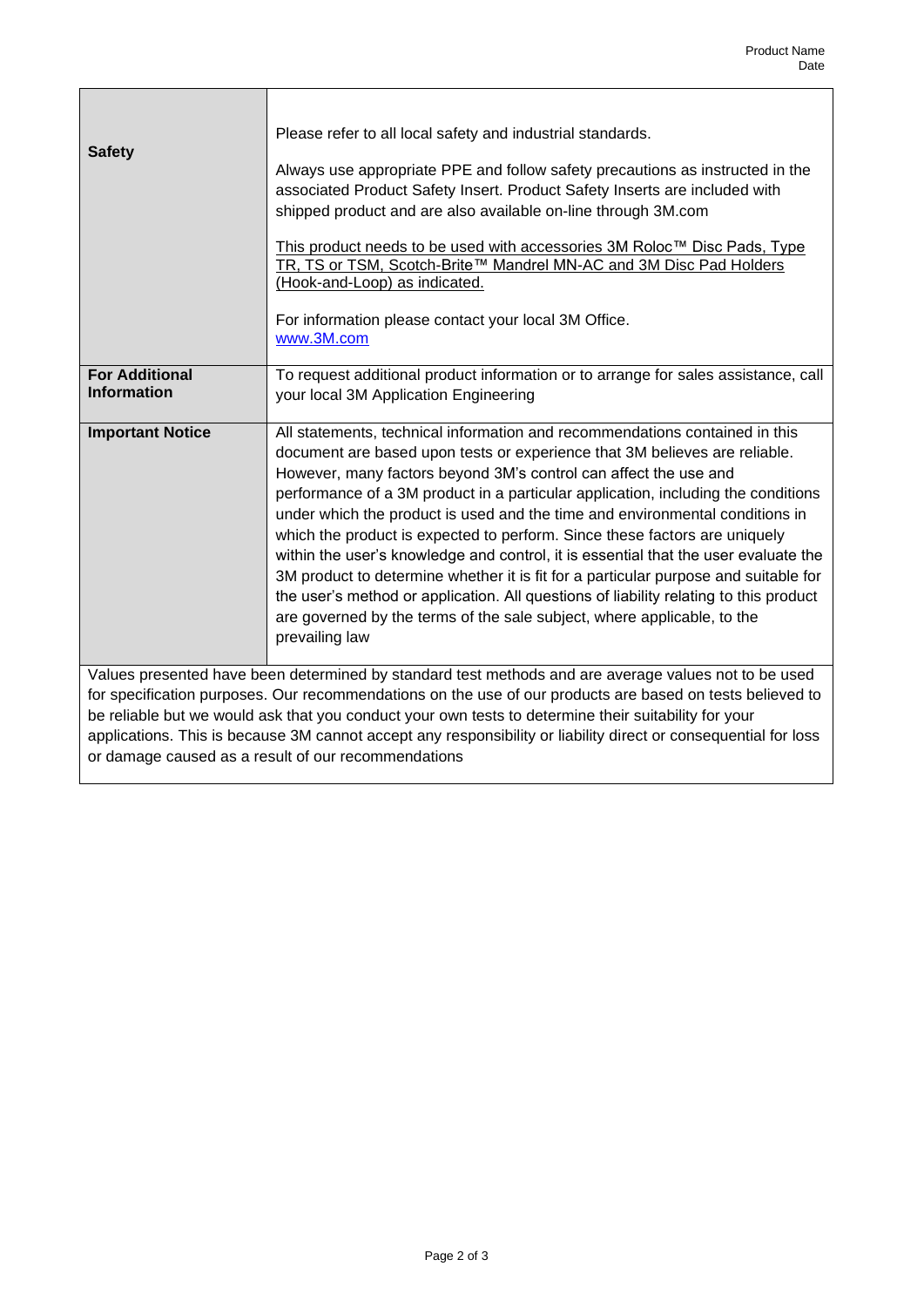| | |
|---|---|
| **Safety** | Please refer to all local safety and industrial standards.<br><br>Always use appropriate PPE and follow safety precautions as instructed in the associated Product Safety Insert. Product Safety Inserts are included with shipped product and are also available on-line through 3M.com<br><br>This product needs to be used with accessories 3M Roloc™ Disc Pads, Type TR, TS or TSM, Scotch-Brite™ Mandrel MN-AC and 3M Disc Pad Holders (Hook-and-Loop) as indicated.<br><br>For information please contact your local 3M Office.<br>www.3M.com |
| **For Additional Information** | To request additional product information or to arrange for sales assistance, call your local 3M Application Engineering |
| **Important Notice** | All statements, technical information and recommendations contained in this document are based upon tests or experience that 3M believes are reliable. However, many factors beyond 3M's control can affect the use and performance of a 3M product in a particular application, including the conditions under which the product is used and the time and environmental conditions in which the product is expected to perform. Since these factors are uniquely within the user's knowledge and control, it is essential that the user evaluate the 3M product to determine whether it is fit for a particular purpose and suitable for the user's method or application. All questions of liability relating to this product are governed by the terms of the sale subject, where applicable, to the prevailing law |

Values presented have been determined by standard test methods and are average values not to be used for specification purposes. Our recommendations on the use of our products are based on tests believed to be reliable but we would ask that you conduct your own tests to determine their suitability for your applications. This is because 3M cannot accept any responsibility or liability direct or consequential for loss or damage caused as a result of our recommendations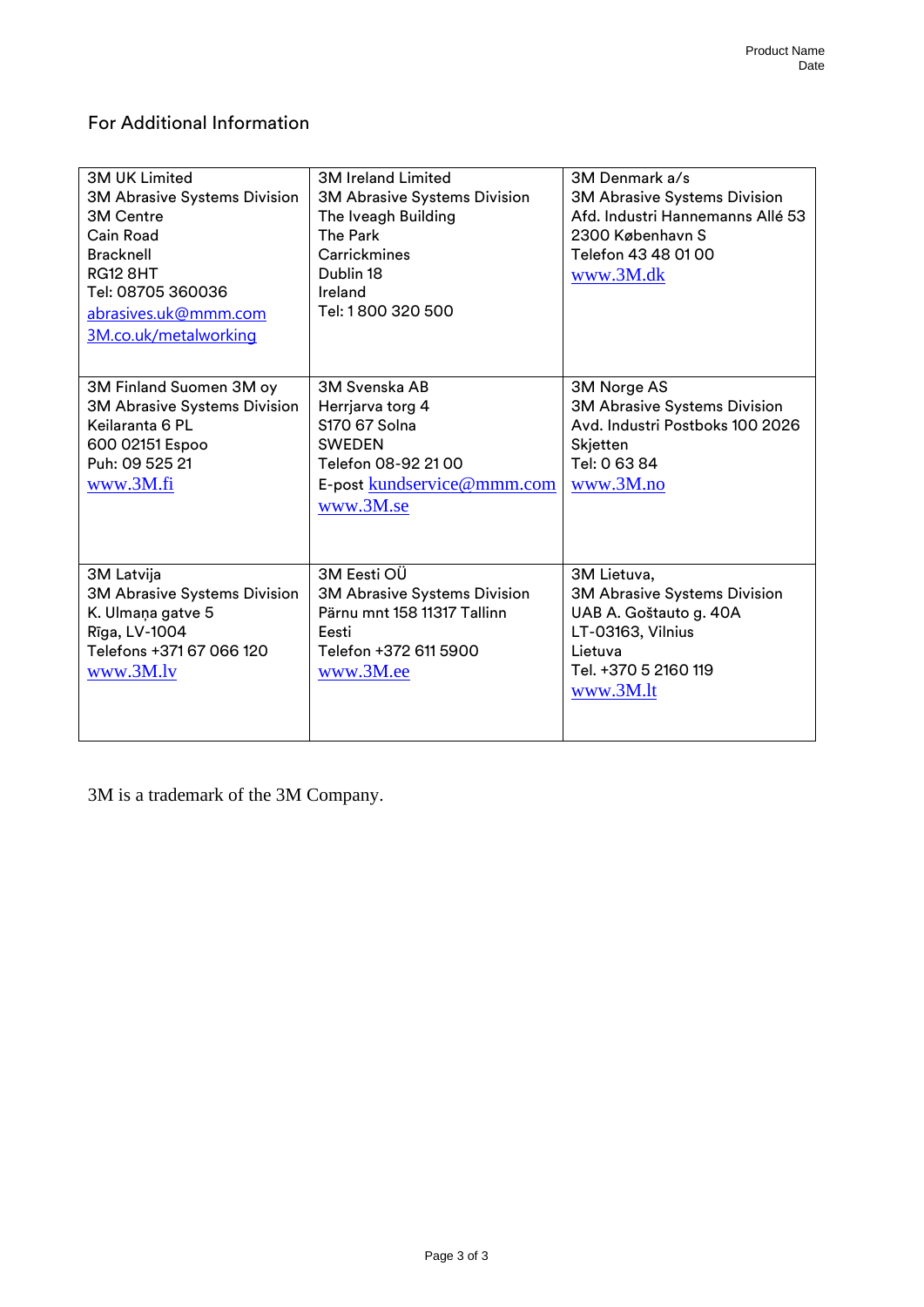## For Additional Information

| | | |
|---|---|---|
| 3M UK Limited<br>3M Abrasive Systems Division<br>3M Centre<br>Cain Road<br>Bracknell<br>RG12 8HT<br>Tel: 08705 360036<br>abrasives.uk@mmm.com<br>3M.co.uk/metalworking | 3M Ireland Limited<br>3M Abrasive Systems Division<br>The Iveagh Building<br>The Park<br>Carrickmines<br>Dublin 18<br>Ireland<br>Tel: 1 800 320 500 | 3M Denmark a/s<br>3M Abrasive Systems Division<br>Afd. Industri Hannemanns Allé 53<br>2300 København S<br>Telefon 43 48 01 00<br>www.3M.dk |
| 3M Finland Suomen 3M oy<br>3M Abrasive Systems Division<br>Keilaranta 6 PL<br>600 02151 Espoo<br>Puh: 09 525 21<br>www.3M.fi | 3M Svenska AB<br>Herrjarva torg 4<br>S170 67 Solna<br>SWEDEN<br>Telefon 08-92 21 00<br>E-post kundservice@mmm.com<br>www.3M.se | 3M Norge AS<br>3M Abrasive Systems Division<br>Avd. Industri Postboks 100 2026<br>Skjetten<br>Tel: 0 63 84<br>www.3M.no |
| 3M Latvija<br>3M Abrasive Systems Division<br>K. Ulmaņa gatve 5<br>Rīga, LV-1004<br>Telefons +371 67 066 120<br>www.3M.lv | 3M Eesti OÜ<br>3M Abrasive Systems Division<br>Pärnu mnt 158 11317 Tallinn<br>Eesti<br>Telefon +372 611 5900<br>www.3M.ee | 3M Lietuva,<br>3M Abrasive Systems Division<br>UAB A. Goštauto g. 40A<br>LT-03163, Vilnius<br>Lietuva<br>Tel. +370 5 2160 119<br>www.3M.lt |

3M is a trademark of the 3M Company.